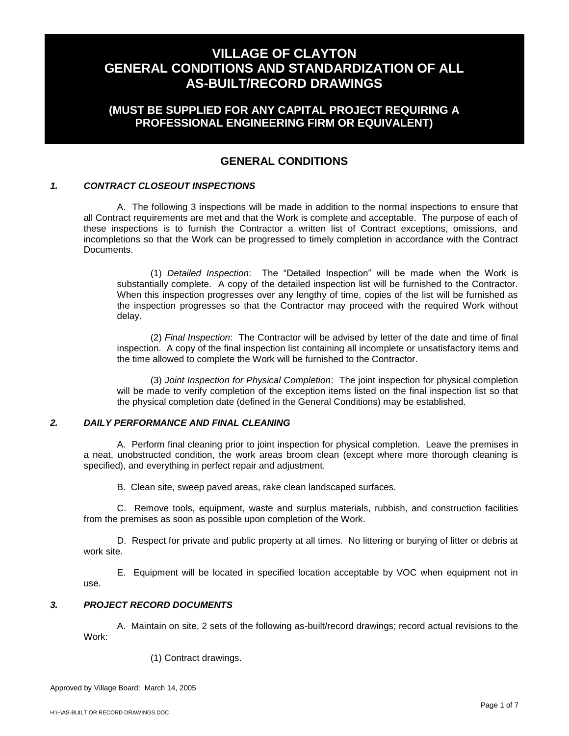# VILLAGE OF CLAYTON
# GENERAL CONDITIONS AND STANDARDIZATION OF ALL AS-BUILT/RECORD DRAWINGS

## (MUST BE SUPPLIED FOR ANY CAPITAL PROJECT REQUIRING A PROFESSIONAL ENGINEERING FIRM OR EQUIVALENT)

## GENERAL CONDITIONS

### *1. CONTRACT CLOSEOUT INSPECTIONS*

A. The following 3 inspections will be made in addition to the normal inspections to ensure that all Contract requirements are met and that the Work is complete and acceptable. The purpose of each of these inspections is to furnish the Contractor a written list of Contract exceptions, omissions, and incompletions so that the Work can be progressed to timely completion in accordance with the Contract Documents.

(1) *Detailed Inspection*: The "Detailed Inspection" will be made when the Work is substantially complete. A copy of the detailed inspection list will be furnished to the Contractor. When this inspection progresses over any lengthy of time, copies of the list will be furnished as the inspection progresses so that the Contractor may proceed with the required Work without delay.

(2) *Final Inspection*: The Contractor will be advised by letter of the date and time of final inspection. A copy of the final inspection list containing all incomplete or unsatisfactory items and the time allowed to complete the Work will be furnished to the Contractor.

(3) *Joint Inspection for Physical Completion*: The joint inspection for physical completion will be made to verify completion of the exception items listed on the final inspection list so that the physical completion date (defined in the General Conditions) may be established.

### *2. DAILY PERFORMANCE AND FINAL CLEANING*

A. Perform final cleaning prior to joint inspection for physical completion. Leave the premises in a neat, unobstructed condition, the work areas broom clean (except where more thorough cleaning is specified), and everything in perfect repair and adjustment.

B. Clean site, sweep paved areas, rake clean landscaped surfaces.

C. Remove tools, equipment, waste and surplus materials, rubbish, and construction facilities from the premises as soon as possible upon completion of the Work.

D. Respect for private and public property at all times. No littering or burying of litter or debris at work site.

E. Equipment will be located in specified location acceptable by VOC when equipment not in use.

### *3. PROJECT RECORD DOCUMENTS*

A. Maintain on site, 2 sets of the following as-built/record drawings; record actual revisions to the Work:

(1) Contract drawings.

Approved by Village Board: March 14, 2005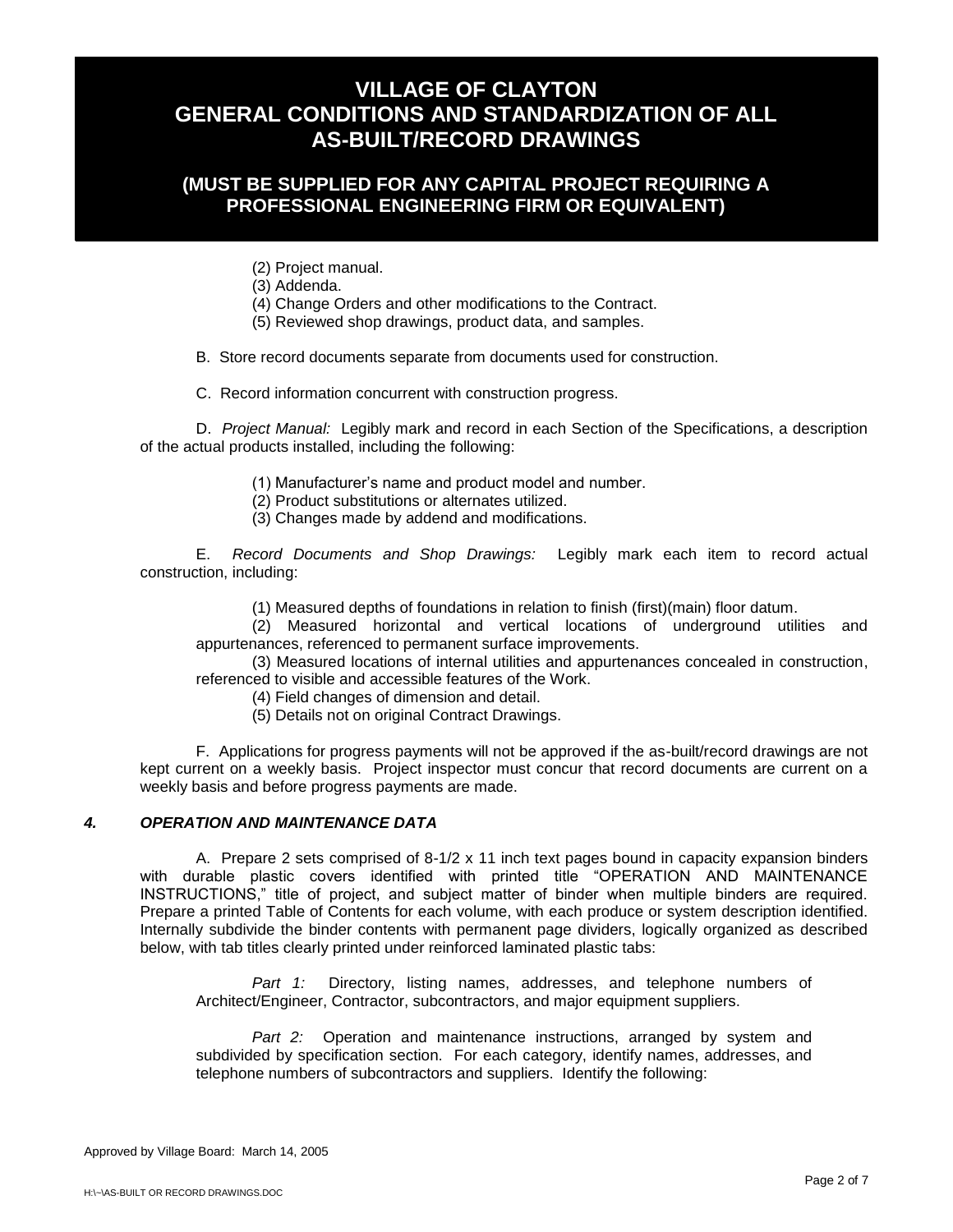# VILLAGE OF CLAYTON
# GENERAL CONDITIONS AND STANDARDIZATION OF ALL AS-BUILT/RECORD DRAWINGS

## (MUST BE SUPPLIED FOR ANY CAPITAL PROJECT REQUIRING A PROFESSIONAL ENGINEERING FIRM OR EQUIVALENT)

(2) Project manual.
(3) Addenda.
(4) Change Orders and other modifications to the Contract.
(5) Reviewed shop drawings, product data, and samples.

B. Store record documents separate from documents used for construction.

C. Record information concurrent with construction progress.

D. *Project Manual:* Legibly mark and record in each Section of the Specifications, a description of the actual products installed, including the following:

(1) Manufacturer's name and product model and number.
(2) Product substitutions or alternates utilized.
(3) Changes made by addend and modifications.

E. *Record Documents and Shop Drawings:* Legibly mark each item to record actual construction, including:

(1) Measured depths of foundations in relation to finish (first)(main) floor datum.
(2) Measured horizontal and vertical locations of underground utilities and appurtenances, referenced to permanent surface improvements.
(3) Measured locations of internal utilities and appurtenances concealed in construction, referenced to visible and accessible features of the Work.
(4) Field changes of dimension and detail.
(5) Details not on original Contract Drawings.

F. Applications for progress payments will not be approved if the as-built/record drawings are not kept current on a weekly basis. Project inspector must concur that record documents are current on a weekly basis and before progress payments are made.

### *4. OPERATION AND MAINTENANCE DATA*

A. Prepare 2 sets comprised of 8-1/2 x 11 inch text pages bound in capacity expansion binders with durable plastic covers identified with printed title "OPERATION AND MAINTENANCE INSTRUCTIONS," title of project, and subject matter of binder when multiple binders are required. Prepare a printed Table of Contents for each volume, with each produce or system description identified. Internally subdivide the binder contents with permanent page dividers, logically organized as described below, with tab titles clearly printed under reinforced laminated plastic tabs:

*Part 1:* Directory, listing names, addresses, and telephone numbers of Architect/Engineer, Contractor, subcontractors, and major equipment suppliers.

*Part 2:* Operation and maintenance instructions, arranged by system and subdivided by specification section. For each category, identify names, addresses, and telephone numbers of subcontractors and suppliers. Identify the following:

Approved by Village Board: March 14, 2005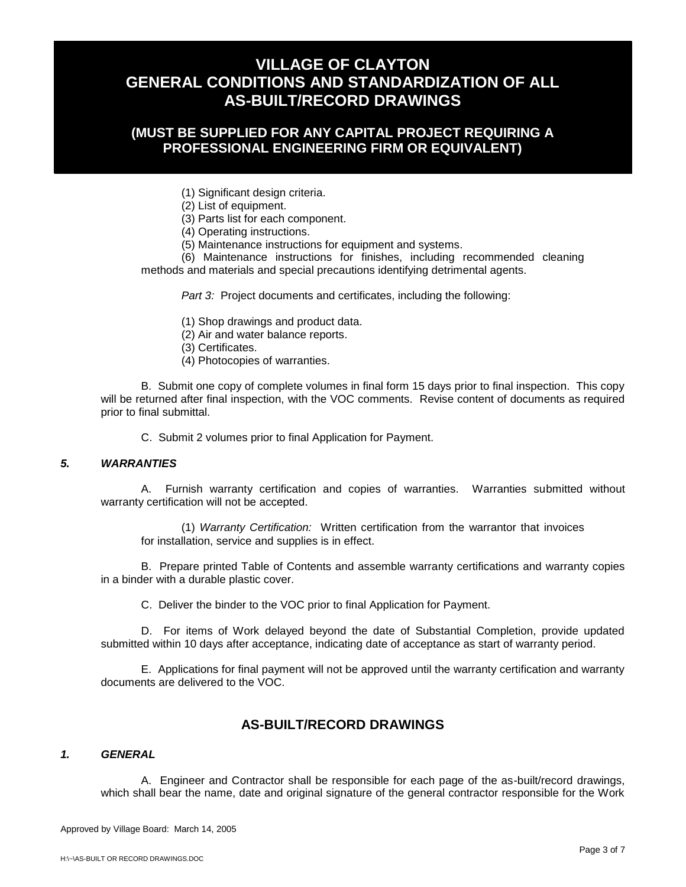# VILLAGE OF CLAYTON
# GENERAL CONDITIONS AND STANDARDIZATION OF ALL AS-BUILT/RECORD DRAWINGS

## (MUST BE SUPPLIED FOR ANY CAPITAL PROJECT REQUIRING A PROFESSIONAL ENGINEERING FIRM OR EQUIVALENT)

(1) Significant design criteria.
(2) List of equipment.
(3) Parts list for each component.
(4) Operating instructions.
(5) Maintenance instructions for equipment and systems.
(6) Maintenance instructions for finishes, including recommended cleaning methods and materials and special precautions identifying detrimental agents.

*Part 3:* Project documents and certificates, including the following:

(1) Shop drawings and product data.
(2) Air and water balance reports.
(3) Certificates.
(4) Photocopies of warranties.

B. Submit one copy of complete volumes in final form 15 days prior to final inspection. This copy will be returned after final inspection, with the VOC comments. Revise content of documents as required prior to final submittal.

C. Submit 2 volumes prior to final Application for Payment.

### *5. WARRANTIES*

A. Furnish warranty certification and copies of warranties. Warranties submitted without warranty certification will not be accepted.

(1) *Warranty Certification:* Written certification from the warrantor that invoices for installation, service and supplies is in effect.

B. Prepare printed Table of Contents and assemble warranty certifications and warranty copies in a binder with a durable plastic cover.

C. Deliver the binder to the VOC prior to final Application for Payment.

D. For items of Work delayed beyond the date of Substantial Completion, provide updated submitted within 10 days after acceptance, indicating date of acceptance as start of warranty period.

E. Applications for final payment will not be approved until the warranty certification and warranty documents are delivered to the VOC.

## AS-BUILT/RECORD DRAWINGS

### *1. GENERAL*

A. Engineer and Contractor shall be responsible for each page of the as-built/record drawings, which shall bear the name, date and original signature of the general contractor responsible for the Work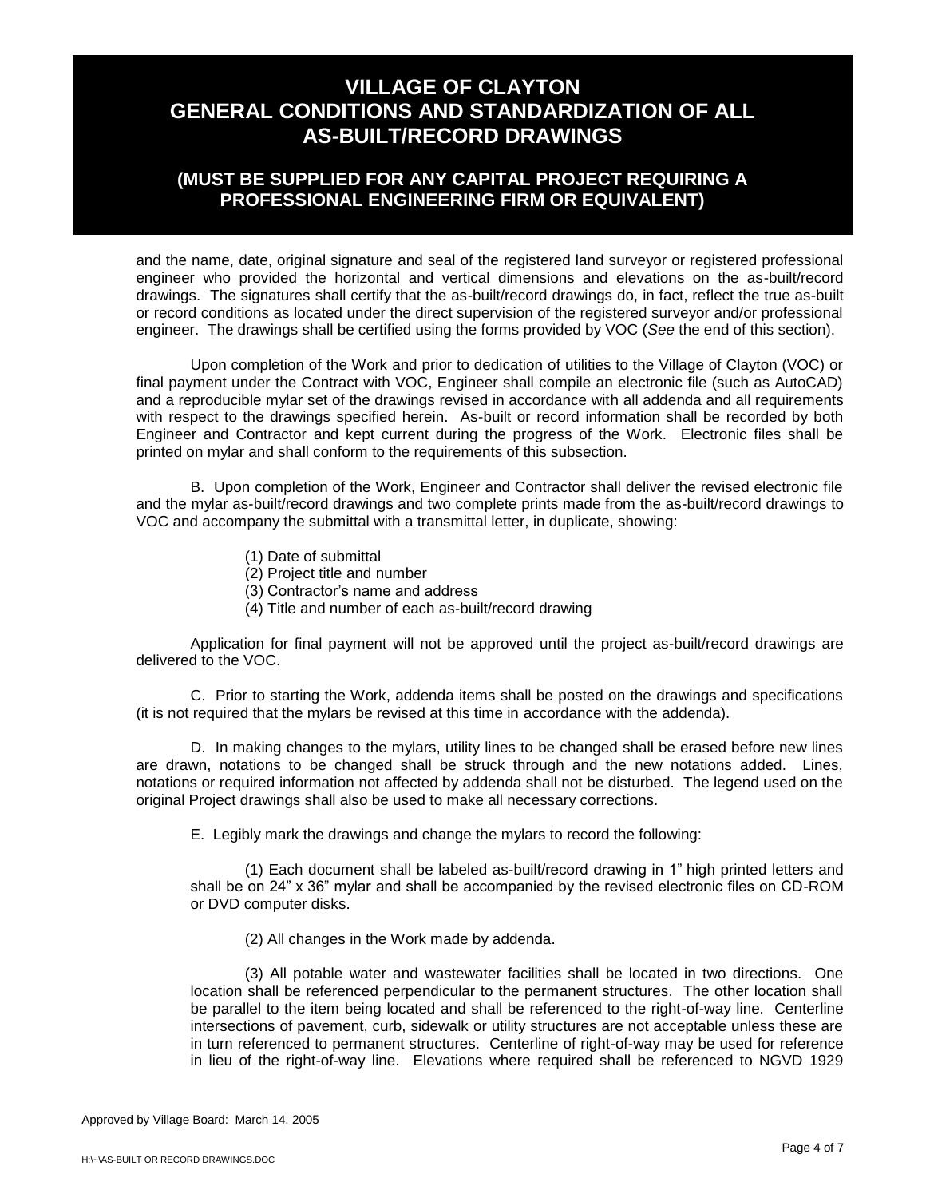# VILLAGE OF CLAYTON GENERAL CONDITIONS AND STANDARDIZATION OF ALL AS-BUILT/RECORD DRAWINGS

## (MUST BE SUPPLIED FOR ANY CAPITAL PROJECT REQUIRING A PROFESSIONAL ENGINEERING FIRM OR EQUIVALENT)

and the name, date, original signature and seal of the registered land surveyor or registered professional engineer who provided the horizontal and vertical dimensions and elevations on the as-built/record drawings. The signatures shall certify that the as-built/record drawings do, in fact, reflect the true as-built or record conditions as located under the direct supervision of the registered surveyor and/or professional engineer. The drawings shall be certified using the forms provided by VOC (*See* the end of this section).

Upon completion of the Work and prior to dedication of utilities to the Village of Clayton (VOC) or final payment under the Contract with VOC, Engineer shall compile an electronic file (such as AutoCAD) and a reproducible mylar set of the drawings revised in accordance with all addenda and all requirements with respect to the drawings specified herein. As-built or record information shall be recorded by both Engineer and Contractor and kept current during the progress of the Work. Electronic files shall be printed on mylar and shall conform to the requirements of this subsection.

B. Upon completion of the Work, Engineer and Contractor shall deliver the revised electronic file and the mylar as-built/record drawings and two complete prints made from the as-built/record drawings to VOC and accompany the submittal with a transmittal letter, in duplicate, showing:

(1) Date of submittal
(2) Project title and number
(3) Contractor's name and address
(4) Title and number of each as-built/record drawing

Application for final payment will not be approved until the project as-built/record drawings are delivered to the VOC.

C. Prior to starting the Work, addenda items shall be posted on the drawings and specifications (it is not required that the mylars be revised at this time in accordance with the addenda).

D. In making changes to the mylars, utility lines to be changed shall be erased before new lines are drawn, notations to be changed shall be struck through and the new notations added. Lines, notations or required information not affected by addenda shall not be disturbed. The legend used on the original Project drawings shall also be used to make all necessary corrections.

E. Legibly mark the drawings and change the mylars to record the following:

(1) Each document shall be labeled as-built/record drawing in 1" high printed letters and shall be on 24" x 36" mylar and shall be accompanied by the revised electronic files on CD-ROM or DVD computer disks.

(2) All changes in the Work made by addenda.

(3) All potable water and wastewater facilities shall be located in two directions. One location shall be referenced perpendicular to the permanent structures. The other location shall be parallel to the item being located and shall be referenced to the right-of-way line. Centerline intersections of pavement, curb, sidewalk or utility structures are not acceptable unless these are in turn referenced to permanent structures. Centerline of right-of-way may be used for reference in lieu of the right-of-way line. Elevations where required shall be referenced to NGVD 1929

Approved by Village Board: March 14, 2005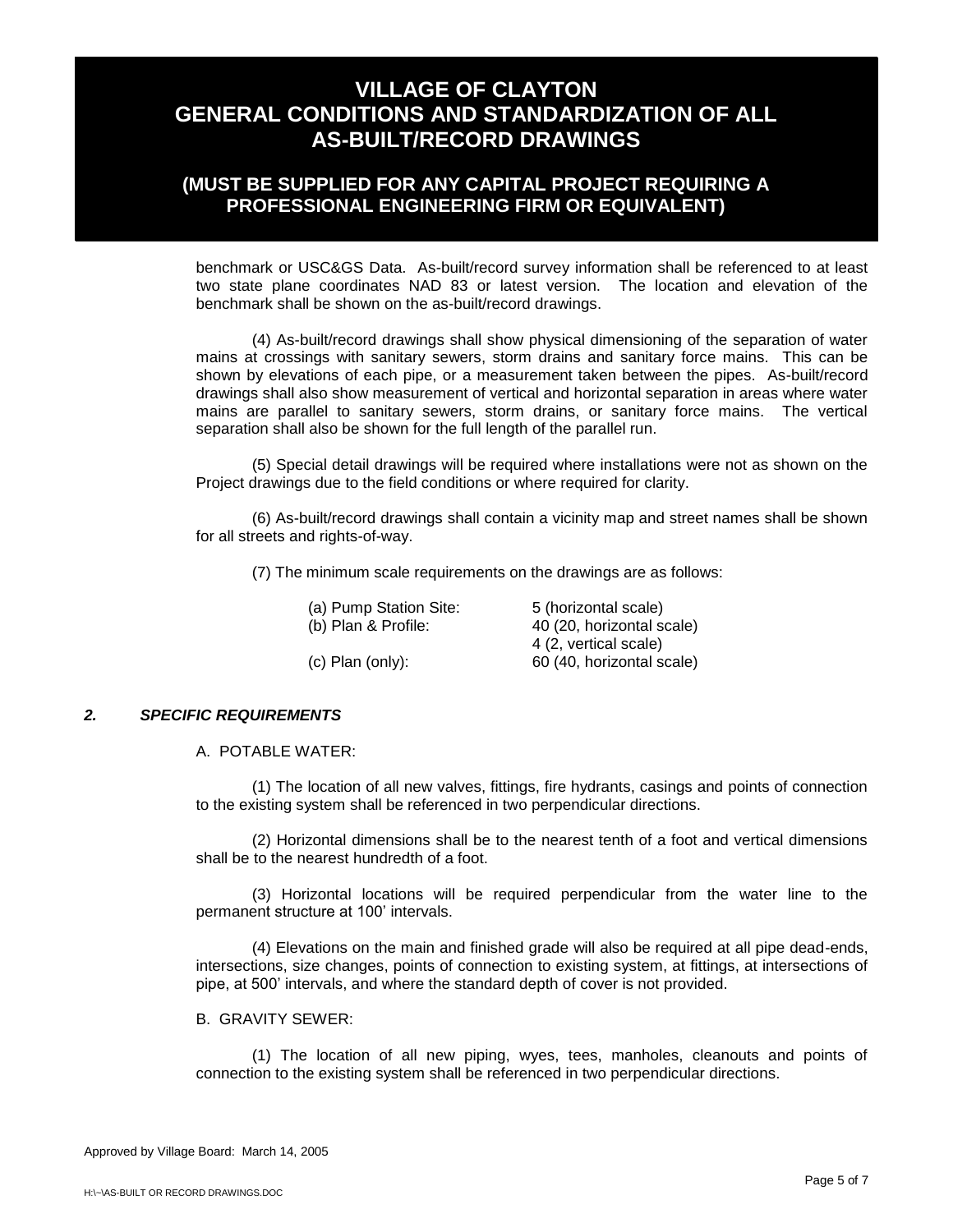# VILLAGE OF CLAYTON
# GENERAL CONDITIONS AND STANDARDIZATION OF ALL AS-BUILT/RECORD DRAWINGS

## (MUST BE SUPPLIED FOR ANY CAPITAL PROJECT REQUIRING A PROFESSIONAL ENGINEERING FIRM OR EQUIVALENT)

benchmark or USC&GS Data. As-built/record survey information shall be referenced to at least two state plane coordinates NAD 83 or latest version. The location and elevation of the benchmark shall be shown on the as-built/record drawings.

(4) As-built/record drawings shall show physical dimensioning of the separation of water mains at crossings with sanitary sewers, storm drains and sanitary force mains. This can be shown by elevations of each pipe, or a measurement taken between the pipes. As-built/record drawings shall also show measurement of vertical and horizontal separation in areas where water mains are parallel to sanitary sewers, storm drains, or sanitary force mains. The vertical separation shall also be shown for the full length of the parallel run.

(5) Special detail drawings will be required where installations were not as shown on the Project drawings due to the field conditions or where required for clarity.

(6) As-built/record drawings shall contain a vicinity map and street names shall be shown for all streets and rights-of-way.

(7) The minimum scale requirements on the drawings are as follows:

| | |
|---|---|
| (a) Pump Station Site: | 5 (horizontal scale) |
| (b) Plan & Profile: | 40 (20, horizontal scale) |
| | 4 (2, vertical scale) |
| (c) Plan (only): | 60 (40, horizontal scale) |

## *2. SPECIFIC REQUIREMENTS*

A. POTABLE WATER:

(1) The location of all new valves, fittings, fire hydrants, casings and points of connection to the existing system shall be referenced in two perpendicular directions.

(2) Horizontal dimensions shall be to the nearest tenth of a foot and vertical dimensions shall be to the nearest hundredth of a foot.

(3) Horizontal locations will be required perpendicular from the water line to the permanent structure at 100' intervals.

(4) Elevations on the main and finished grade will also be required at all pipe dead-ends, intersections, size changes, points of connection to existing system, at fittings, at intersections of pipe, at 500' intervals, and where the standard depth of cover is not provided.

B. GRAVITY SEWER:

(1) The location of all new piping, wyes, tees, manholes, cleanouts and points of connection to the existing system shall be referenced in two perpendicular directions.

Approved by Village Board: March 14, 2005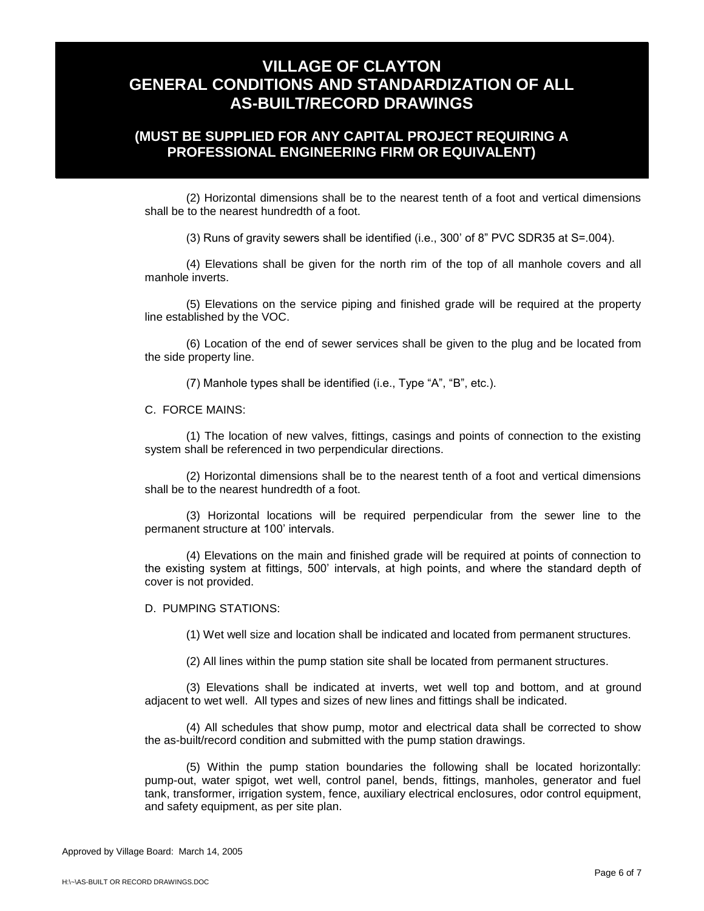# VILLAGE OF CLAYTON GENERAL CONDITIONS AND STANDARDIZATION OF ALL AS-BUILT/RECORD DRAWINGS

## (MUST BE SUPPLIED FOR ANY CAPITAL PROJECT REQUIRING A PROFESSIONAL ENGINEERING FIRM OR EQUIVALENT)

(2) Horizontal dimensions shall be to the nearest tenth of a foot and vertical dimensions shall be to the nearest hundredth of a foot.

(3) Runs of gravity sewers shall be identified (i.e., 300' of 8" PVC SDR35 at S=.004).

(4) Elevations shall be given for the north rim of the top of all manhole covers and all manhole inverts.

(5) Elevations on the service piping and finished grade will be required at the property line established by the VOC.

(6) Location of the end of sewer services shall be given to the plug and be located from the side property line.

(7) Manhole types shall be identified (i.e., Type "A", "B", etc.).

C. FORCE MAINS:

(1) The location of new valves, fittings, casings and points of connection to the existing system shall be referenced in two perpendicular directions.

(2) Horizontal dimensions shall be to the nearest tenth of a foot and vertical dimensions shall be to the nearest hundredth of a foot.

(3) Horizontal locations will be required perpendicular from the sewer line to the permanent structure at 100' intervals.

(4) Elevations on the main and finished grade will be required at points of connection to the existing system at fittings, 500' intervals, at high points, and where the standard depth of cover is not provided.

D. PUMPING STATIONS:

(1) Wet well size and location shall be indicated and located from permanent structures.

(2) All lines within the pump station site shall be located from permanent structures.

(3) Elevations shall be indicated at inverts, wet well top and bottom, and at ground adjacent to wet well. All types and sizes of new lines and fittings shall be indicated.

(4) All schedules that show pump, motor and electrical data shall be corrected to show the as-built/record condition and submitted with the pump station drawings.

(5) Within the pump station boundaries the following shall be located horizontally: pump-out, water spigot, wet well, control panel, bends, fittings, manholes, generator and fuel tank, transformer, irrigation system, fence, auxiliary electrical enclosures, odor control equipment, and safety equipment, as per site plan.

Approved by Village Board: March 14, 2005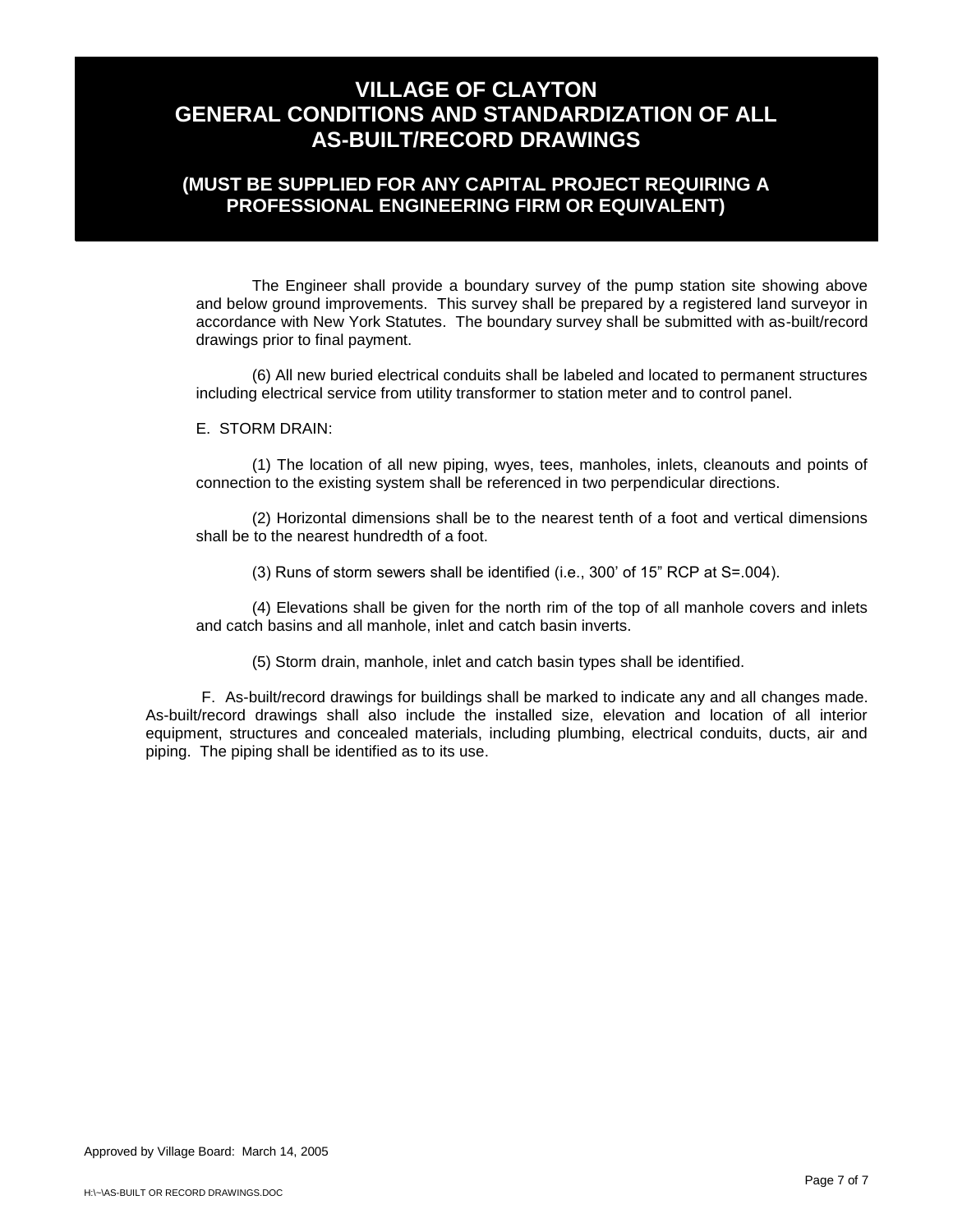# VILLAGE OF CLAYTON
# GENERAL CONDITIONS AND STANDARDIZATION OF ALL AS-BUILT/RECORD DRAWINGS

## (MUST BE SUPPLIED FOR ANY CAPITAL PROJECT REQUIRING A PROFESSIONAL ENGINEERING FIRM OR EQUIVALENT)

The Engineer shall provide a boundary survey of the pump station site showing above and below ground improvements. This survey shall be prepared by a registered land surveyor in accordance with New York Statutes. The boundary survey shall be submitted with as-built/record drawings prior to final payment.

(6) All new buried electrical conduits shall be labeled and located to permanent structures including electrical service from utility transformer to station meter and to control panel.

E. STORM DRAIN:

(1) The location of all new piping, wyes, tees, manholes, inlets, cleanouts and points of connection to the existing system shall be referenced in two perpendicular directions.

(2) Horizontal dimensions shall be to the nearest tenth of a foot and vertical dimensions shall be to the nearest hundredth of a foot.

(3) Runs of storm sewers shall be identified (i.e., 300' of 15" RCP at S=.004).

(4) Elevations shall be given for the north rim of the top of all manhole covers and inlets and catch basins and all manhole, inlet and catch basin inverts.

(5) Storm drain, manhole, inlet and catch basin types shall be identified.

F. As-built/record drawings for buildings shall be marked to indicate any and all changes made. As-built/record drawings shall also include the installed size, elevation and location of all interior equipment, structures and concealed materials, including plumbing, electrical conduits, ducts, air and piping. The piping shall be identified as to its use.

Approved by Village Board: March 14, 2005